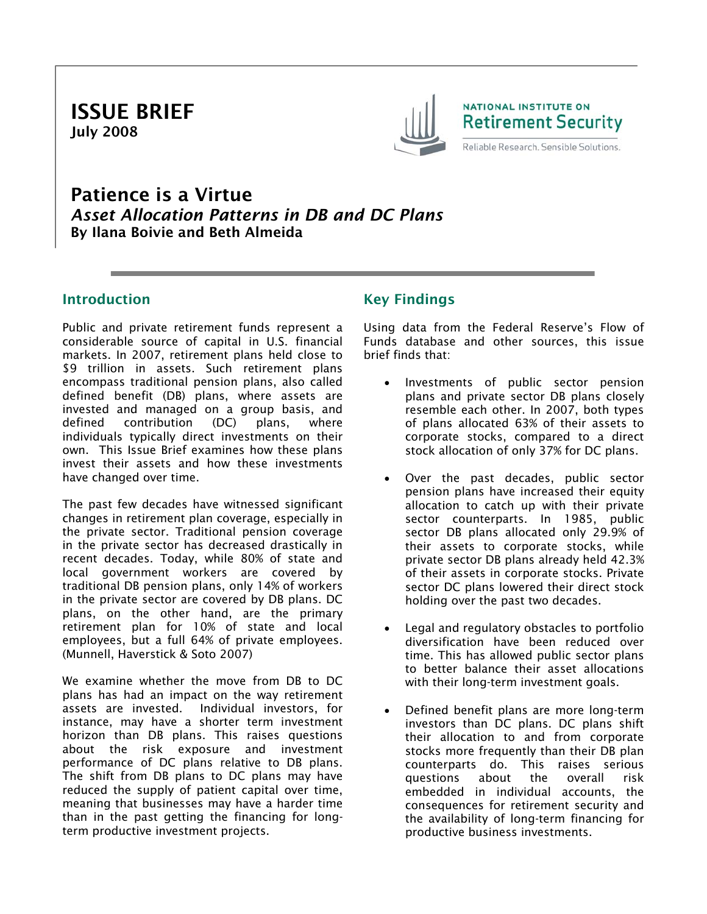# ISSUE BRIEF

**July 2008**

NATIONAL INSTITUTE ON **Retirement Security**

Reliable Research. Sensible Solutions.

## Patience is a Virtue

### *Asset Allocation Patterns in DB and DC Plans*

**By Ilana Boivie and Beth Almeida**

## Introduction

Public and private retirement funds represent a considerable source of capital in U.S. financial markets. In 2007, retirement plans held close to $9 trillion in assets. Such retirement plans encompass traditional pension plans, also called defined benefit (DB) plans, where assets are invested and managed on a group basis, and defined contribution (DC) plans, where individuals typically direct investments on their own. This Issue Brief examines how these plans invest their assets and how these investments have changed over time.

The past few decades have witnessed significant changes in retirement plan coverage, especially in the private sector. Traditional pension coverage in the private sector has decreased drastically in recent decades. Today, while 80% of state and local government workers are covered by traditional DB pension plans, only 14% of workers in the private sector are covered by DB plans. DC plans, on the other hand, are the primary retirement plan for 10% of state and local employees, but a full 64% of private employees. (Munnell, Haverstick & Soto 2007)

We examine whether the move from DB to DC plans has had an impact on the way retirement assets are invested. Individual investors, for instance, may have a shorter term investment horizon than DB plans. This raises questions about the risk exposure and investment performance of DC plans relative to DB plans. The shift from DB plans to DC plans may have reduced the supply of patient capital over time, meaning that businesses may have a harder time than in the past getting the financing for long-term productive investment projects.

## Key Findings

Using data from the Federal Reserve's Flow of Funds database and other sources, this issue brief finds that:

- Investments of public sector pension plans and private sector DB plans closely resemble each other. In 2007, both types of plans allocated 63% of their assets to corporate stocks, compared to a direct stock allocation of only 37% for DC plans.
- Over the past decades, public sector pension plans have increased their equity allocation to catch up with their private sector counterparts. In 1985, public sector DB plans allocated only 29.9% of their assets to corporate stocks, while private sector DB plans already held 42.3% of their assets in corporate stocks. Private sector DC plans lowered their direct stock holding over the past two decades.
- Legal and regulatory obstacles to portfolio diversification have been reduced over time. This has allowed public sector plans to better balance their asset allocations with their long-term investment goals.
- Defined benefit plans are more long-term investors than DC plans. DC plans shift their allocation to and from corporate stocks more frequently than their DB plan counterparts do. This raises serious questions about the overall risk embedded in individual accounts, the consequences for retirement security and the availability of long-term financing for productive business investments.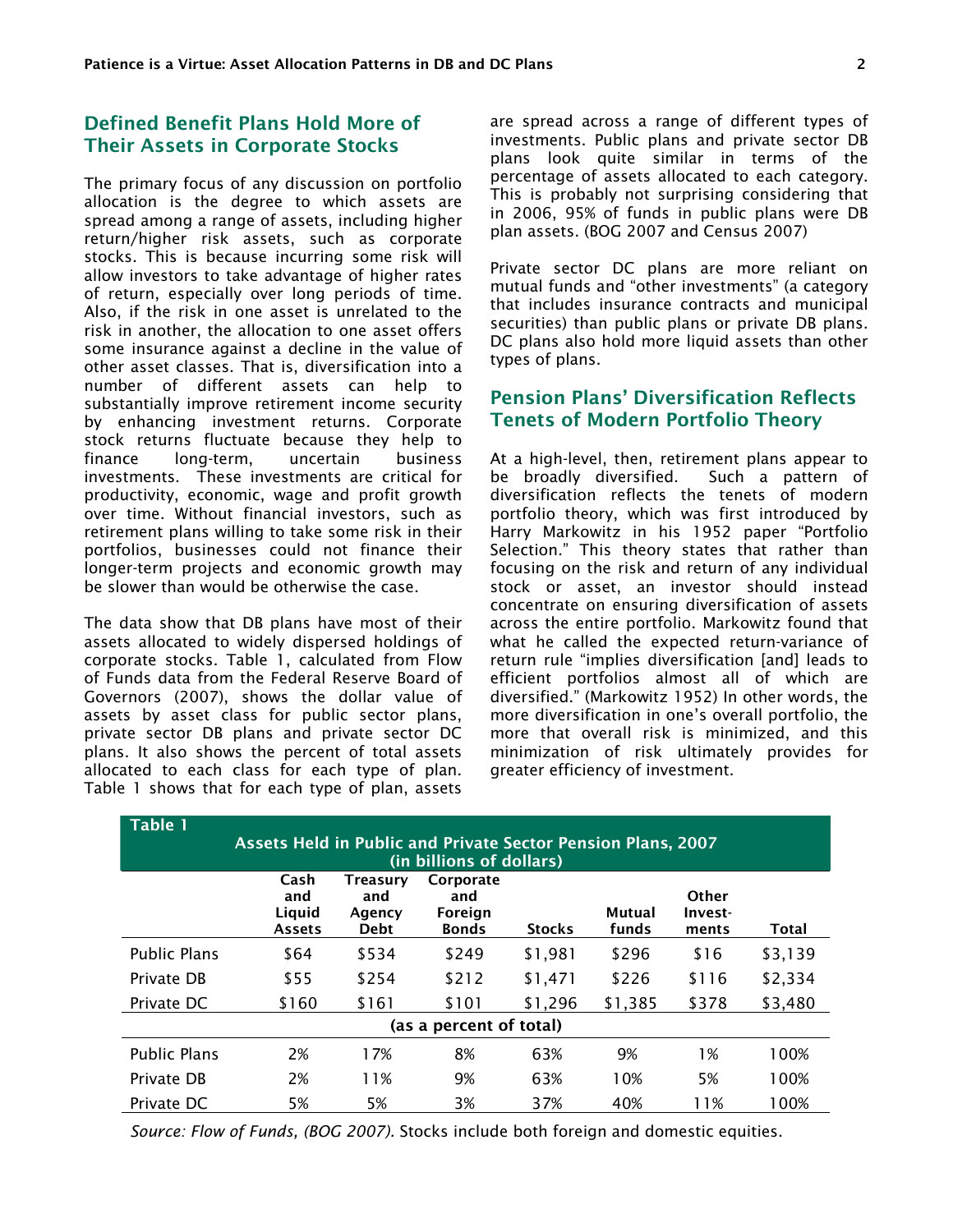## Defined Benefit Plans Hold More of Their Assets in Corporate Stocks

The primary focus of any discussion on portfolio allocation is the degree to which assets are spread among a range of assets, including higher return/higher risk assets, such as corporate stocks. This is because incurring some risk will allow investors to take advantage of higher rates of return, especially over long periods of time. Also, if the risk in one asset is unrelated to the risk in another, the allocation to one asset offers some insurance against a decline in the value of other asset classes. That is, diversification into a number of different assets can help to substantially improve retirement income security by enhancing investment returns. Corporate stock returns fluctuate because they help to finance long-term, uncertain business investments. These investments are critical for productivity, economic, wage and profit growth over time. Without financial investors, such as retirement plans willing to take some risk in their portfolios, businesses could not finance their longer-term projects and economic growth may be slower than would be otherwise the case.

The data show that DB plans have most of their assets allocated to widely dispersed holdings of corporate stocks. Table 1, calculated from Flow of Funds data from the Federal Reserve Board of Governors (2007), shows the dollar value of assets by asset class for public sector plans, private sector DB plans and private sector DC plans. It also shows the percent of total assets allocated to each class for each type of plan. Table 1 shows that for each type of plan, assets are spread across a range of different types of investments. Public plans and private sector DB plans look quite similar in terms of the percentage of assets allocated to each category. This is probably not surprising considering that in 2006, 95% of funds in public plans were DB plan assets. (BOG 2007 and Census 2007)

Private sector DC plans are more reliant on mutual funds and "other investments" (a category that includes insurance contracts and municipal securities) than public plans or private DB plans. DC plans also hold more liquid assets than other types of plans.

## Pension Plans' Diversification Reflects Tenets of Modern Portfolio Theory

At a high-level, then, retirement plans appear to be broadly diversified. Such a pattern of diversification reflects the tenets of modern portfolio theory, which was first introduced by Harry Markowitz in his 1952 paper "Portfolio Selection." This theory states that rather than focusing on the risk and return of any individual stock or asset, an investor should instead concentrate on ensuring diversification of assets across the entire portfolio. Markowitz found that what he called the expected return-variance of return rule "implies diversification [and] leads to efficient portfolios almost all of which are diversified." (Markowitz 1952) In other words, the more diversification in one's overall portfolio, the more that overall risk is minimized, and this minimization of risk ultimately provides for greater efficiency of investment.

**Table 1**

**Assets Held in Public and Private Sector Pension Plans, 2007 (in billions of dollars)**

| | Cash and Liquid Assets | Treasury and Agency Debt | Corporate and Foreign Bonds | Stocks | Mutual funds | Other Invest-ments | Total |
|---|---|---|---|---|---|---|---|
| Public Plans | $64 | $534 | $249 | $1,981 | $296 | $16 | $3,139 |
| Private DB | $55 | $254 | $212 | $1,471 | $226 | $116 | $2,334 |
| Private DC | $160 | $161 | $101 | $1,296 | $1,385 | $378 | $3,480 |
| | | | (as a percent of total) | | | | |
| Public Plans | 2% | 17% | 8% | 63% | 9% | 1% | 100% |
| Private DB | 2% | 11% | 9% | 63% | 10% | 5% | 100% |
| Private DC | 5% | 5% | 3% | 37% | 40% | 11% | 100% |

*Source: Flow of Funds, (BOG 2007).* Stocks include both foreign and domestic equities.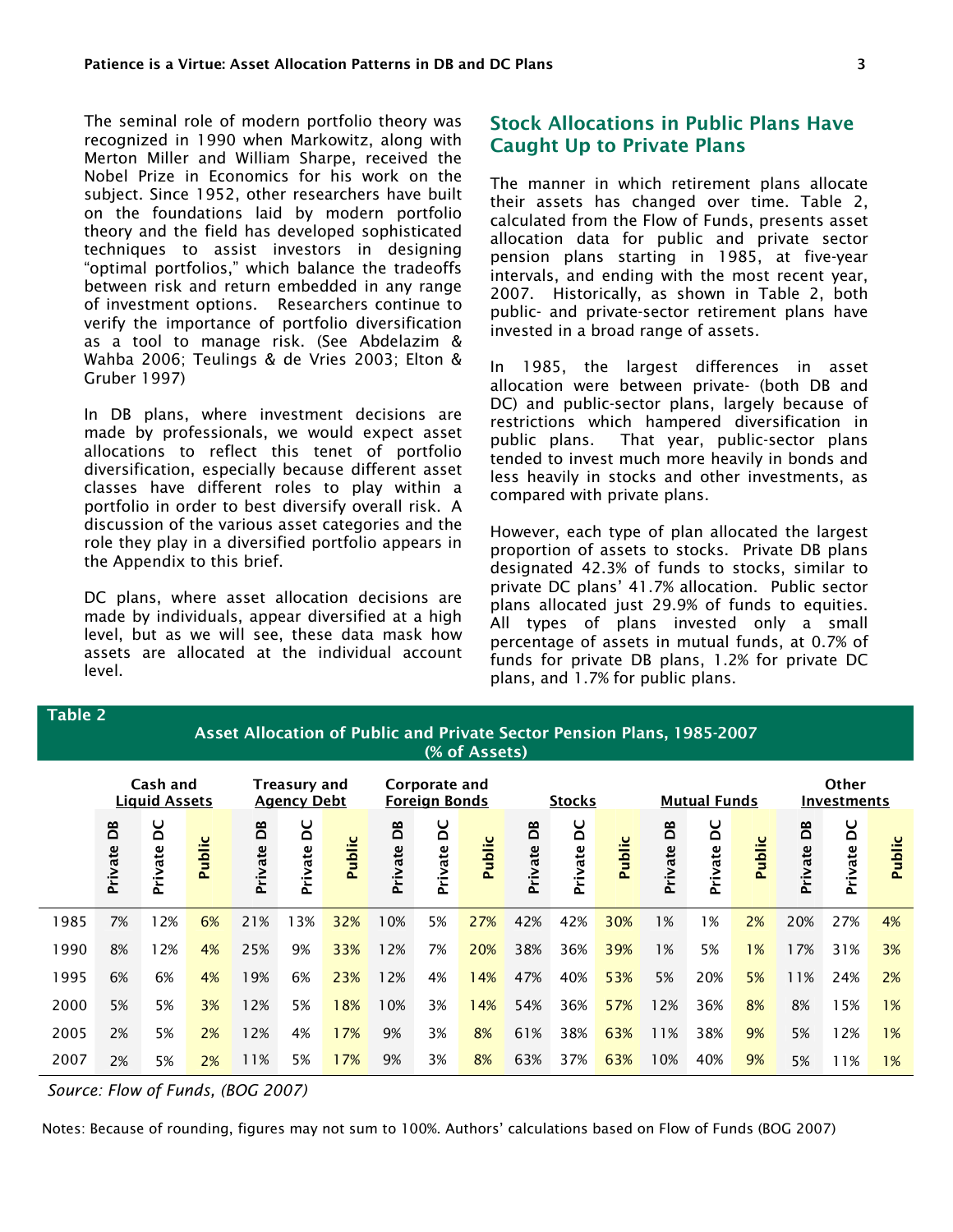The seminal role of modern portfolio theory was recognized in 1990 when Markowitz, along with Merton Miller and William Sharpe, received the Nobel Prize in Economics for his work on the subject. Since 1952, other researchers have built on the foundations laid by modern portfolio theory and the field has developed sophisticated techniques to assist investors in designing "optimal portfolios," which balance the tradeoffs between risk and return embedded in any range of investment options. Researchers continue to verify the importance of portfolio diversification as a tool to manage risk. (See Abdelazim & Wahba 2006; Teulings & de Vries 2003; Elton & Gruber 1997)

In DB plans, where investment decisions are made by professionals, we would expect asset allocations to reflect this tenet of portfolio diversification, especially because different asset classes have different roles to play within a portfolio in order to best diversify overall risk. A discussion of the various asset categories and the role they play in a diversified portfolio appears in the Appendix to this brief.

DC plans, where asset allocation decisions are made by individuals, appear diversified at a high level, but as we will see, these data mask how assets are allocated at the individual account level.

## Stock Allocations in Public Plans Have Caught Up to Private Plans

The manner in which retirement plans allocate their assets has changed over time. Table 2, calculated from the Flow of Funds, presents asset allocation data for public and private sector pension plans starting in 1985, at five-year intervals, and ending with the most recent year, 2007. Historically, as shown in Table 2, both public- and private-sector retirement plans have invested in a broad range of assets.

In 1985, the largest differences in asset allocation were between private- (both DB and DC) and public-sector plans, largely because of restrictions which hampered diversification in public plans. That year, public-sector plans tended to invest much more heavily in bonds and less heavily in stocks and other investments, as compared with private plans.

However, each type of plan allocated the largest proportion of assets to stocks. Private DB plans designated 42.3% of funds to stocks, similar to private DC plans' 41.7% allocation. Public sector plans allocated just 29.9% of funds to equities. All types of plans invested only a small percentage of assets in mutual funds, at 0.7% of funds for private DB plans, 1.2% for private DC plans, and 1.7% for public plans.

**Table 2**

**Asset Allocation of Public and Private Sector Pension Plans, 1985-2007 (% of Assets)**

| | Cash and Liquid Assets | | | Treasury and Agency Debt | | | Corporate and Foreign Bonds | | | Stocks | | | Mutual Funds | | | Other Investments | | |
|---|---|---|---|---|---|---|---|---|---|---|---|---|---|---|---|---|---|---|
| | Private DB | Private DC | Public | Private DB | Private DC | Public | Private DB | Private DC | Public | Private DB | Private DC | Public | Private DB | Private DC | Public | Private DB | Private DC | Public |
| 1985 | 7% | 12% | 6% | 21% | 13% | 32% | 10% | 5% | 27% | 42% | 42% | 30% | 1% | 1% | 2% | 20% | 27% | 4% |
| 1990 | 8% | 12% | 4% | 25% | 9% | 33% | 12% | 7% | 20% | 38% | 36% | 39% | 1% | 5% | 1% | 17% | 31% | 3% |
| 1995 | 6% | 6% | 4% | 19% | 6% | 23% | 12% | 4% | 14% | 47% | 40% | 53% | 5% | 20% | 5% | 11% | 24% | 2% |
| 2000 | 5% | 5% | 3% | 12% | 5% | 18% | 10% | 3% | 14% | 54% | 36% | 57% | 12% | 36% | 8% | 8% | 15% | 1% |
| 2005 | 2% | 5% | 2% | 12% | 4% | 17% | 9% | 3% | 8% | 61% | 38% | 63% | 11% | 38% | 9% | 5% | 12% | 1% |
| 2007 | 2% | 5% | 2% | 11% | 5% | 17% | 9% | 3% | 8% | 63% | 37% | 63% | 10% | 40% | 9% | 5% | 11% | 1% |

*Source: Flow of Funds, (BOG 2007)*

Notes: Because of rounding, figures may not sum to 100%. Authors' calculations based on Flow of Funds (BOG 2007)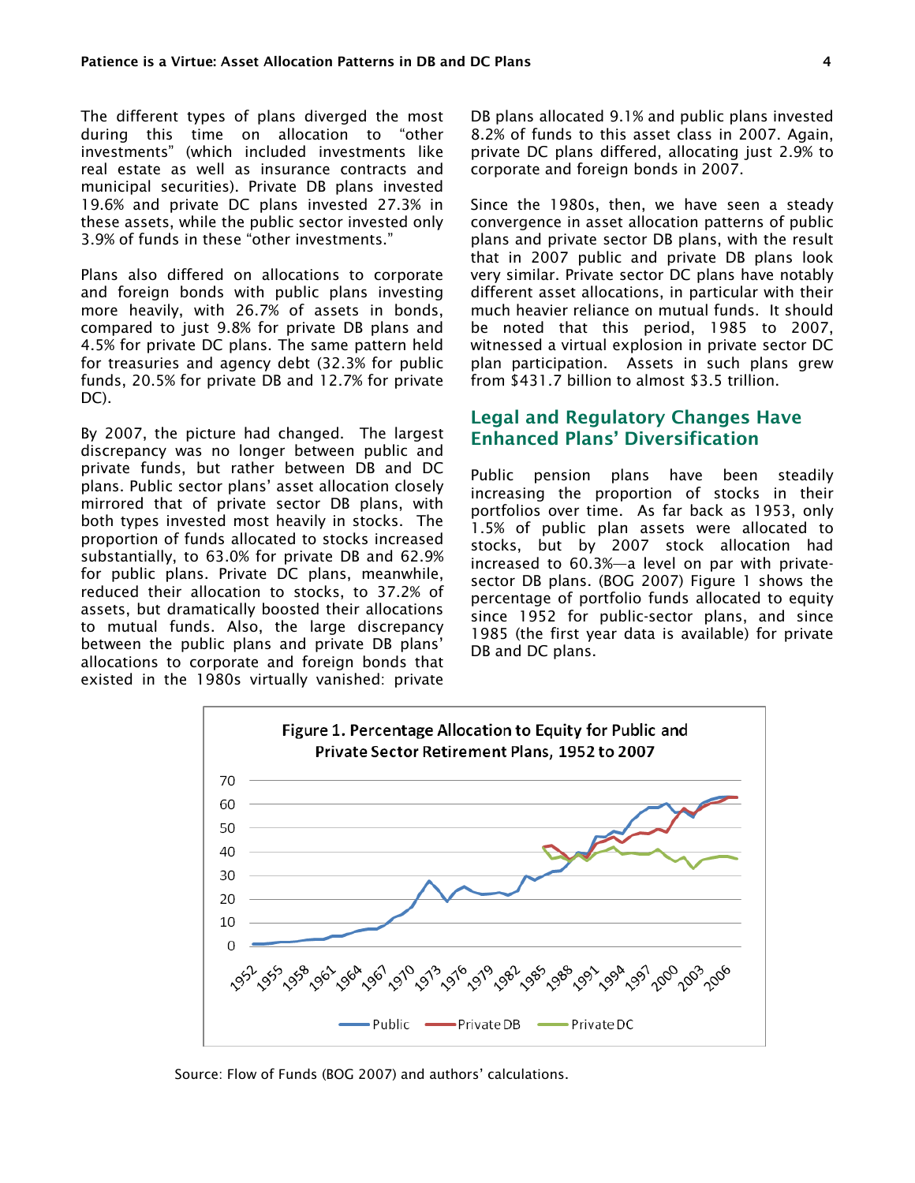The different types of plans diverged the most during this time on allocation to "other investments" (which included investments like real estate as well as insurance contracts and municipal securities). Private DB plans invested 19.6% and private DC plans invested 27.3% in these assets, while the public sector invested only 3.9% of funds in these "other investments."

Plans also differed on allocations to corporate and foreign bonds with public plans investing more heavily, with 26.7% of assets in bonds, compared to just 9.8% for private DB plans and 4.5% for private DC plans. The same pattern held for treasuries and agency debt (32.3% for public funds, 20.5% for private DB and 12.7% for private DC).

By 2007, the picture had changed. The largest discrepancy was no longer between public and private funds, but rather between DB and DC plans. Public sector plans' asset allocation closely mirrored that of private sector DB plans, with both types invested most heavily in stocks. The proportion of funds allocated to stocks increased substantially, to 63.0% for private DB and 62.9% for public plans. Private DC plans, meanwhile, reduced their allocation to stocks, to 37.2% of assets, but dramatically boosted their allocations to mutual funds. Also, the large discrepancy between the public plans and private DB plans' allocations to corporate and foreign bonds that existed in the 1980s virtually vanished: private DB plans allocated 9.1% and public plans invested 8.2% of funds to this asset class in 2007. Again, private DC plans differed, allocating just 2.9% to corporate and foreign bonds in 2007.

Since the 1980s, then, we have seen a steady convergence in asset allocation patterns of public plans and private sector DB plans, with the result that in 2007 public and private DB plans look very similar. Private sector DC plans have notably different asset allocations, in particular with their much heavier reliance on mutual funds. It should be noted that this period, 1985 to 2007, witnessed a virtual explosion in private sector DC plan participation. Assets in such plans grew from $431.7 billion to almost $3.5 trillion.

## Legal and Regulatory Changes Have Enhanced Plans' Diversification

Public pension plans have been steadily increasing the proportion of stocks in their portfolios over time. As far back as 1953, only 1.5% of public plan assets were allocated to stocks, but by 2007 stock allocation had increased to 60.3%—a level on par with private-sector DB plans. (BOG 2007) Figure 1 shows the percentage of portfolio funds allocated to equity since 1952 for public-sector plans, and since 1985 (the first year data is available) for private DB and DC plans.

**Figure 1. Percentage Allocation to Equity for Public and Private Sector Retirement Plans, 1952 to 2007**

Source: Flow of Funds (BOG 2007) and authors' calculations.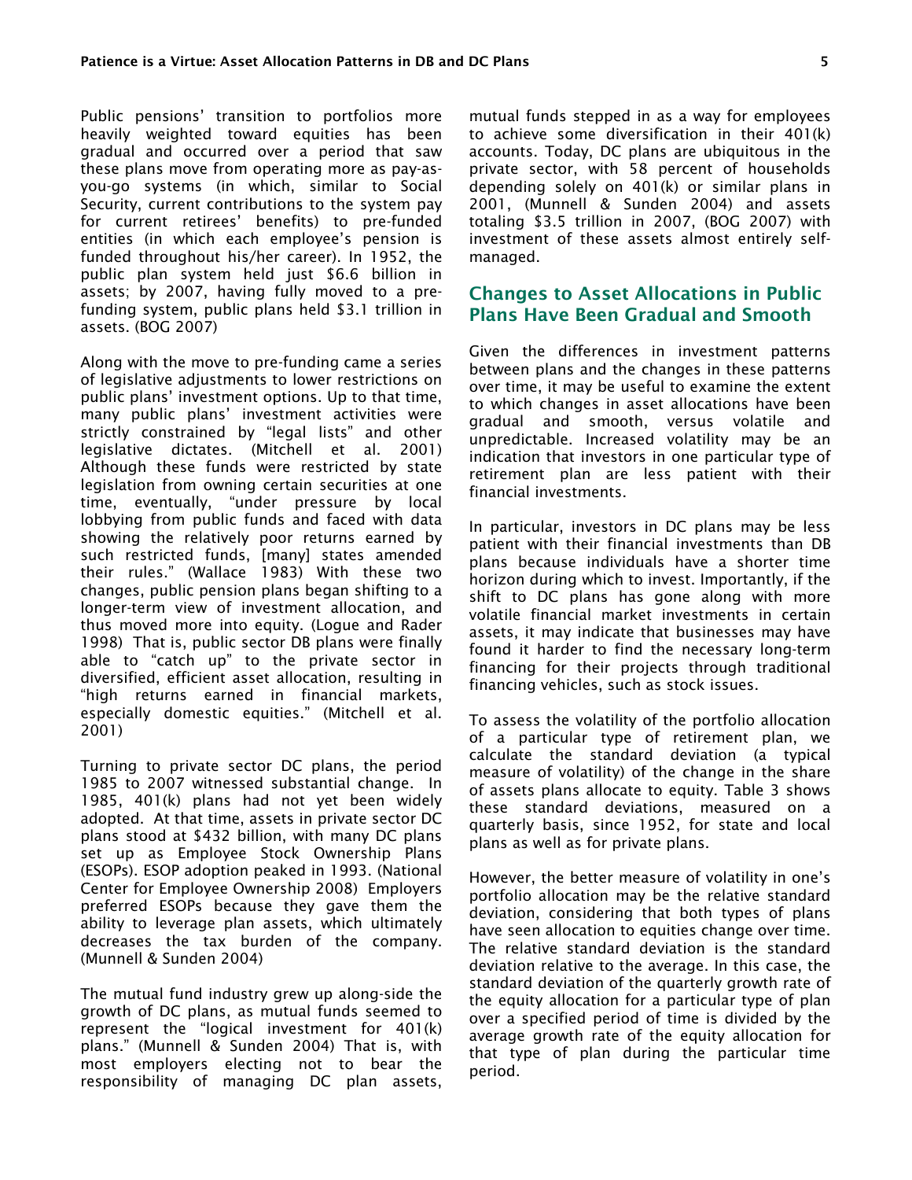Public pensions' transition to portfolios more heavily weighted toward equities has been gradual and occurred over a period that saw these plans move from operating more as pay-as-you-go systems (in which, similar to Social Security, current contributions to the system pay for current retirees' benefits) to pre-funded entities (in which each employee's pension is funded throughout his/her career). In 1952, the public plan system held just $6.6 billion in assets; by 2007, having fully moved to a pre-funding system, public plans held $3.1 trillion in assets. (BOG 2007)

Along with the move to pre-funding came a series of legislative adjustments to lower restrictions on public plans' investment options. Up to that time, many public plans' investment activities were strictly constrained by "legal lists" and other legislative dictates. (Mitchell et al. 2001) Although these funds were restricted by state legislation from owning certain securities at one time, eventually, "under pressure by local lobbying from public funds and faced with data showing the relatively poor returns earned by such restricted funds, [many] states amended their rules." (Wallace 1983) With these two changes, public pension plans began shifting to a longer-term view of investment allocation, and thus moved more into equity. (Logue and Rader 1998) That is, public sector DB plans were finally able to "catch up" to the private sector in diversified, efficient asset allocation, resulting in "high returns earned in financial markets, especially domestic equities." (Mitchell et al. 2001)

Turning to private sector DC plans, the period 1985 to 2007 witnessed substantial change. In 1985, 401(k) plans had not yet been widely adopted. At that time, assets in private sector DC plans stood at $432 billion, with many DC plans set up as Employee Stock Ownership Plans (ESOPs). ESOP adoption peaked in 1993. (National Center for Employee Ownership 2008) Employers preferred ESOPs because they gave them the ability to leverage plan assets, which ultimately decreases the tax burden of the company. (Munnell & Sunden 2004)

The mutual fund industry grew up along-side the growth of DC plans, as mutual funds seemed to represent the "logical investment for 401(k) plans." (Munnell & Sunden 2004) That is, with most employers electing not to bear the responsibility of managing DC plan assets, mutual funds stepped in as a way for employees to achieve some diversification in their 401(k) accounts. Today, DC plans are ubiquitous in the private sector, with 58 percent of households depending solely on 401(k) or similar plans in 2001, (Munnell & Sunden 2004) and assets totaling $3.5 trillion in 2007, (BOG 2007) with investment of these assets almost entirely self-managed.

## Changes to Asset Allocations in Public Plans Have Been Gradual and Smooth

Given the differences in investment patterns between plans and the changes in these patterns over time, it may be useful to examine the extent to which changes in asset allocations have been gradual and smooth, versus volatile and unpredictable. Increased volatility may be an indication that investors in one particular type of retirement plan are less patient with their financial investments.

In particular, investors in DC plans may be less patient with their financial investments than DB plans because individuals have a shorter time horizon during which to invest. Importantly, if the shift to DC plans has gone along with more volatile financial market investments in certain assets, it may indicate that businesses may have found it harder to find the necessary long-term financing for their projects through traditional financing vehicles, such as stock issues.

To assess the volatility of the portfolio allocation of a particular type of retirement plan, we calculate the standard deviation (a typical measure of volatility) of the change in the share of assets plans allocate to equity. Table 3 shows these standard deviations, measured on a quarterly basis, since 1952, for state and local plans as well as for private plans.

However, the better measure of volatility in one's portfolio allocation may be the relative standard deviation, considering that both types of plans have seen allocation to equities change over time. The relative standard deviation is the standard deviation relative to the average. In this case, the standard deviation of the quarterly growth rate of the equity allocation for a particular type of plan over a specified period of time is divided by the average growth rate of the equity allocation for that type of plan during the particular time period.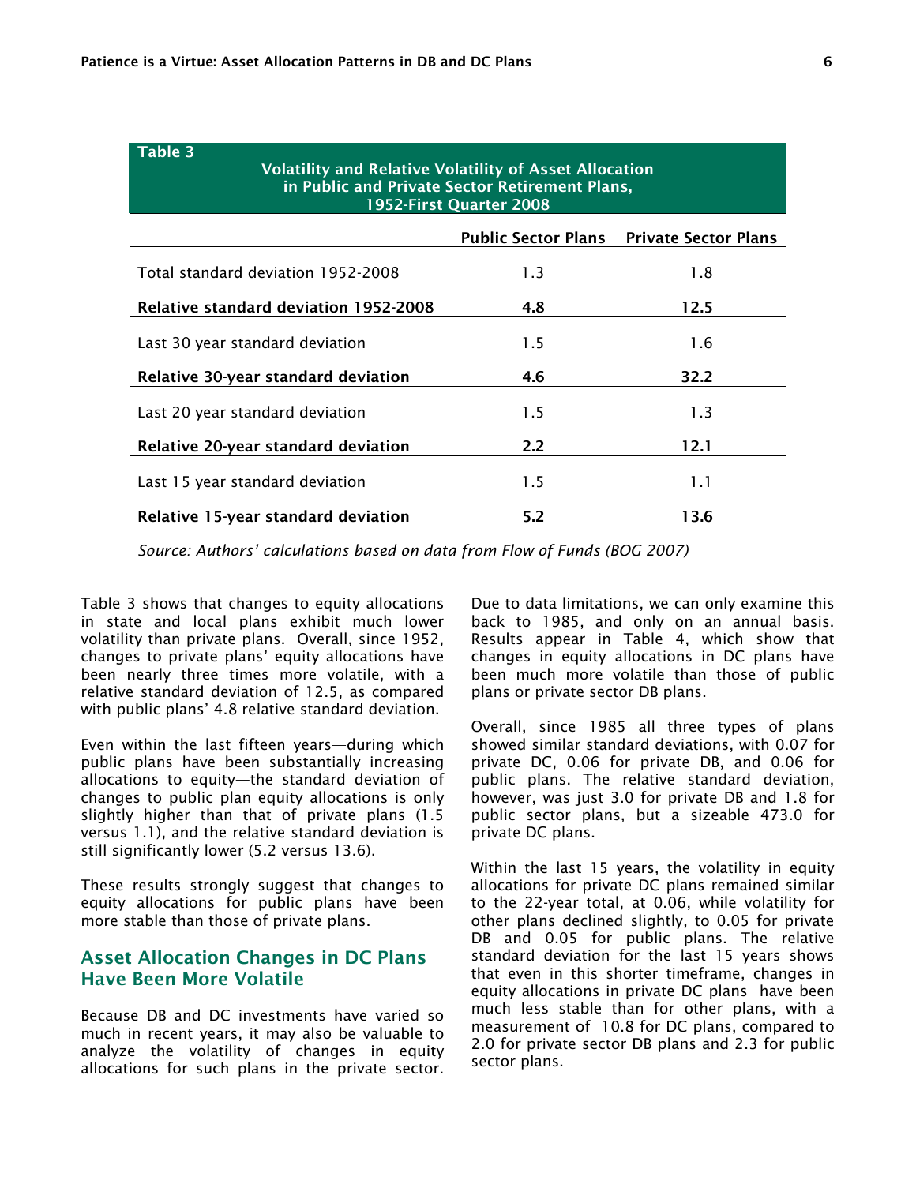**Table 3**

**Volatility and Relative Volatility of Asset Allocation in Public and Private Sector Retirement Plans, 1952-First Quarter 2008**

| | **Public Sector Plans** | **Private Sector Plans** |
|---|---|---|
| Total standard deviation 1952-2008 | 1.3 | 1.8 |
| **Relative standard deviation 1952-2008** | **4.8** | **12.5** |
| Last 30 year standard deviation | 1.5 | 1.6 |
| **Relative 30-year standard deviation** | **4.6** | **32.2** |
| Last 20 year standard deviation | 1.5 | 1.3 |
| **Relative 20-year standard deviation** | **2.2** | **12.1** |
| Last 15 year standard deviation | 1.5 | 1.1 |
| **Relative 15-year standard deviation** | **5.2** | **13.6** |

*Source: Authors' calculations based on data from Flow of Funds (BOG 2007)*

Table 3 shows that changes to equity allocations in state and local plans exhibit much lower volatility than private plans. Overall, since 1952, changes to private plans' equity allocations have been nearly three times more volatile, with a relative standard deviation of 12.5, as compared with public plans' 4.8 relative standard deviation.

Even within the last fifteen years—during which public plans have been substantially increasing allocations to equity—the standard deviation of changes to public plan equity allocations is only slightly higher than that of private plans (1.5 versus 1.1), and the relative standard deviation is still significantly lower (5.2 versus 13.6).

These results strongly suggest that changes to equity allocations for public plans have been more stable than those of private plans.

## Asset Allocation Changes in DC Plans Have Been More Volatile

Because DB and DC investments have varied so much in recent years, it may also be valuable to analyze the volatility of changes in equity allocations for such plans in the private sector. Due to data limitations, we can only examine this back to 1985, and only on an annual basis. Results appear in Table 4, which show that changes in equity allocations in DC plans have been much more volatile than those of public plans or private sector DB plans.

Overall, since 1985 all three types of plans showed similar standard deviations, with 0.07 for private DC, 0.06 for private DB, and 0.06 for public plans. The relative standard deviation, however, was just 3.0 for private DB and 1.8 for public sector plans, but a sizeable 473.0 for private DC plans.

Within the last 15 years, the volatility in equity allocations for private DC plans remained similar to the 22-year total, at 0.06, while volatility for other plans declined slightly, to 0.05 for private DB and 0.05 for public plans. The relative standard deviation for the last 15 years shows that even in this shorter timeframe, changes in equity allocations in private DC plans have been much less stable than for other plans, with a measurement of 10.8 for DC plans, compared to 2.0 for private sector DB plans and 2.3 for public sector plans.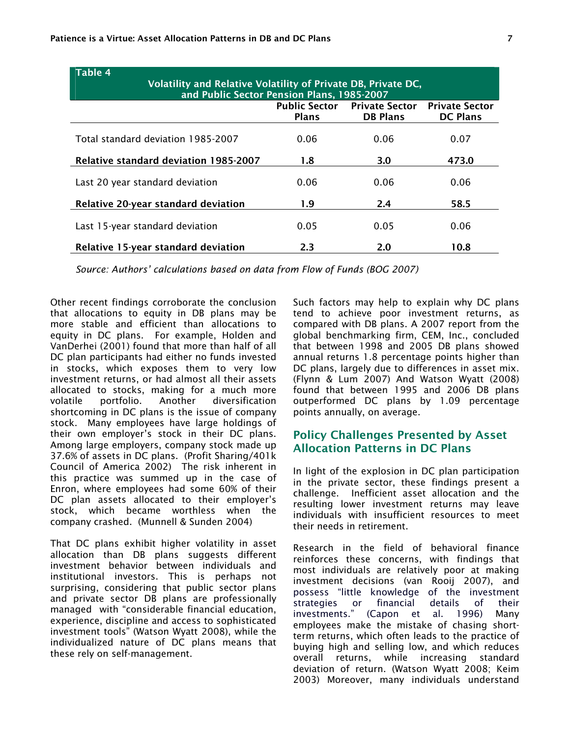**Table 4**

**Volatility and Relative Volatility of Private DB, Private DC, and Public Sector Pension Plans, 1985-2007**

| | Public Sector Plans | Private Sector DB Plans | Private Sector DC Plans |
|---|---|---|---|
| Total standard deviation 1985-2007 | 0.06 | 0.06 | 0.07 |
| **Relative standard deviation 1985-2007** | **1.8** | **3.0** | **473.0** |
| Last 20 year standard deviation | 0.06 | 0.06 | 0.06 |
| **Relative 20-year standard deviation** | **1.9** | **2.4** | **58.5** |
| Last 15-year standard deviation | 0.05 | 0.05 | 0.06 |
| **Relative 15-year standard deviation** | **2.3** | **2.0** | **10.8** |

*Source: Authors' calculations based on data from Flow of Funds (BOG 2007)*

Other recent findings corroborate the conclusion that allocations to equity in DB plans may be more stable and efficient than allocations to equity in DC plans. For example, Holden and VanDerhei (2001) found that more than half of all DC plan participants had either no funds invested in stocks, which exposes them to very low investment returns, or had almost all their assets allocated to stocks, making for a much more volatile portfolio. Another diversification shortcoming in DC plans is the issue of company stock. Many employees have large holdings of their own employer's stock in their DC plans. Among large employers, company stock made up 37.6% of assets in DC plans. (Profit Sharing/401k Council of America 2002) The risk inherent in this practice was summed up in the case of Enron, where employees had some 60% of their DC plan assets allocated to their employer's stock, which became worthless when the company crashed. (Munnell & Sunden 2004)

That DC plans exhibit higher volatility in asset allocation than DB plans suggests different investment behavior between individuals and institutional investors. This is perhaps not surprising, considering that public sector plans and private sector DB plans are professionally managed with "considerable financial education, experience, discipline and access to sophisticated investment tools" (Watson Wyatt 2008), while the individualized nature of DC plans means that these rely on self-management.

Such factors may help to explain why DC plans tend to achieve poor investment returns, as compared with DB plans. A 2007 report from the global benchmarking firm, CEM, Inc., concluded that between 1998 and 2005 DB plans showed annual returns 1.8 percentage points higher than DC plans, largely due to differences in asset mix. (Flynn & Lum 2007) And Watson Wyatt (2008) found that between 1995 and 2006 DB plans outperformed DC plans by 1.09 percentage points annually, on average.

## Policy Challenges Presented by Asset Allocation Patterns in DC Plans

In light of the explosion in DC plan participation in the private sector, these findings present a challenge. Inefficient asset allocation and the resulting lower investment returns may leave individuals with insufficient resources to meet their needs in retirement.

Research in the field of behavioral finance reinforces these concerns, with findings that most individuals are relatively poor at making investment decisions (van Rooij 2007), and possess "little knowledge of the investment strategies or financial details of their investments." (Capon et al. 1996) Many employees make the mistake of chasing short-term returns, which often leads to the practice of buying high and selling low, and which reduces overall returns, while increasing standard deviation of return. (Watson Wyatt 2008; Keim 2003) Moreover, many individuals understand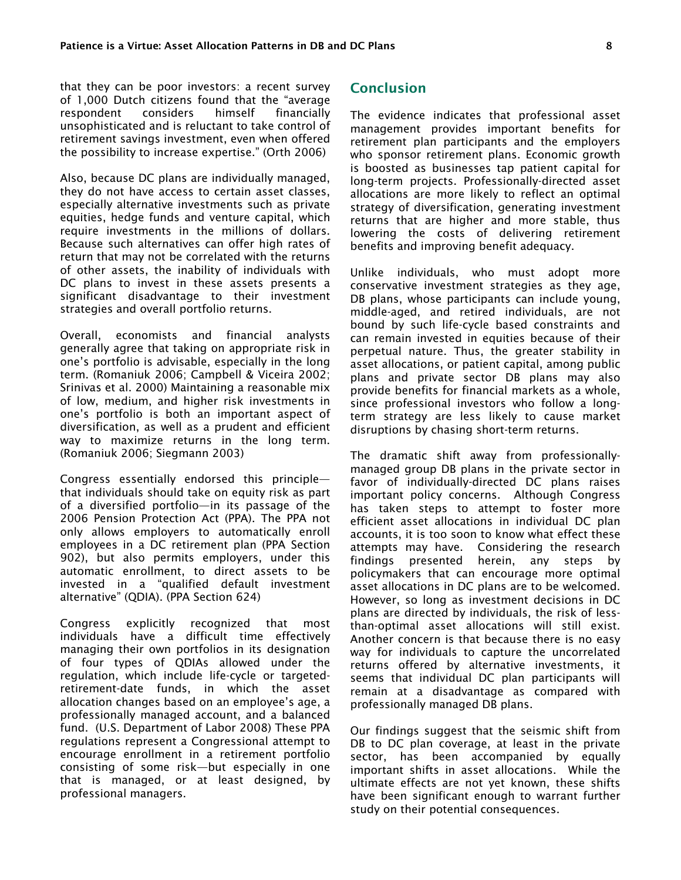that they can be poor investors: a recent survey of 1,000 Dutch citizens found that the "average respondent considers himself financially unsophisticated and is reluctant to take control of retirement savings investment, even when offered the possibility to increase expertise." (Orth 2006)

Also, because DC plans are individually managed, they do not have access to certain asset classes, especially alternative investments such as private equities, hedge funds and venture capital, which require investments in the millions of dollars. Because such alternatives can offer high rates of return that may not be correlated with the returns of other assets, the inability of individuals with DC plans to invest in these assets presents a significant disadvantage to their investment strategies and overall portfolio returns.

Overall, economists and financial analysts generally agree that taking on appropriate risk in one's portfolio is advisable, especially in the long term. (Romaniuk 2006; Campbell & Viceira 2002; Srinivas et al. 2000) Maintaining a reasonable mix of low, medium, and higher risk investments in one's portfolio is both an important aspect of diversification, as well as a prudent and efficient way to maximize returns in the long term. (Romaniuk 2006; Siegmann 2003)

Congress essentially endorsed this principle—that individuals should take on equity risk as part of a diversified portfolio—in its passage of the 2006 Pension Protection Act (PPA). The PPA not only allows employers to automatically enroll employees in a DC retirement plan (PPA Section 902), but also permits employers, under this automatic enrollment, to direct assets to be invested in a "qualified default investment alternative" (QDIA). (PPA Section 624)

Congress explicitly recognized that most individuals have a difficult time effectively managing their own portfolios in its designation of four types of QDIAs allowed under the regulation, which include life-cycle or targeted-retirement-date funds, in which the asset allocation changes based on an employee's age, a professionally managed account, and a balanced fund. (U.S. Department of Labor 2008) These PPA regulations represent a Congressional attempt to encourage enrollment in a retirement portfolio consisting of some risk—but especially in one that is managed, or at least designed, by professional managers.

## Conclusion

The evidence indicates that professional asset management provides important benefits for retirement plan participants and the employers who sponsor retirement plans. Economic growth is boosted as businesses tap patient capital for long-term projects. Professionally-directed asset allocations are more likely to reflect an optimal strategy of diversification, generating investment returns that are higher and more stable, thus lowering the costs of delivering retirement benefits and improving benefit adequacy.

Unlike individuals, who must adopt more conservative investment strategies as they age, DB plans, whose participants can include young, middle-aged, and retired individuals, are not bound by such life-cycle based constraints and can remain invested in equities because of their perpetual nature. Thus, the greater stability in asset allocations, or patient capital, among public plans and private sector DB plans may also provide benefits for financial markets as a whole, since professional investors who follow a long-term strategy are less likely to cause market disruptions by chasing short-term returns.

The dramatic shift away from professionally-managed group DB plans in the private sector in favor of individually-directed DC plans raises important policy concerns. Although Congress has taken steps to attempt to foster more efficient asset allocations in individual DC plan accounts, it is too soon to know what effect these attempts may have. Considering the research findings presented herein, any steps by policymakers that can encourage more optimal asset allocations in DC plans are to be welcomed. However, so long as investment decisions in DC plans are directed by individuals, the risk of less-than-optimal asset allocations will still exist. Another concern is that because there is no easy way for individuals to capture the uncorrelated returns offered by alternative investments, it seems that individual DC plan participants will remain at a disadvantage as compared with professionally managed DB plans.

Our findings suggest that the seismic shift from DB to DC plan coverage, at least in the private sector, has been accompanied by equally important shifts in asset allocations. While the ultimate effects are not yet known, these shifts have been significant enough to warrant further study on their potential consequences.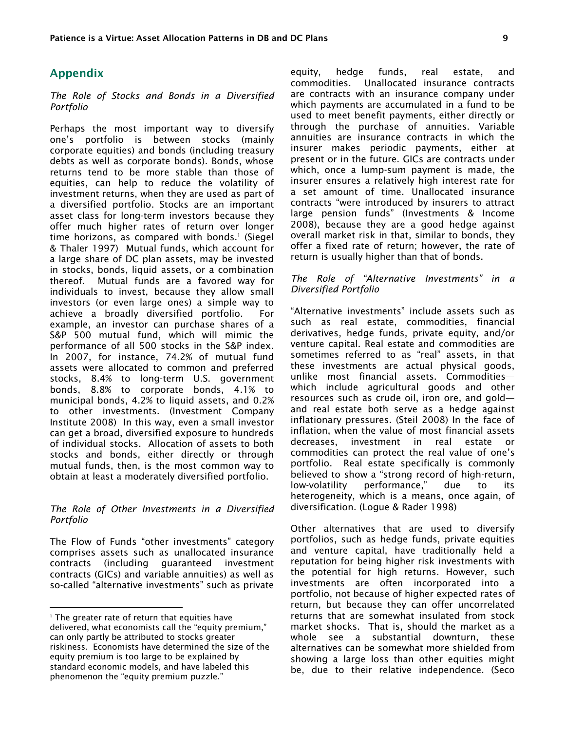## Appendix

*The Role of Stocks and Bonds in a Diversified Portfolio*

Perhaps the most important way to diversify one's portfolio is between stocks (mainly corporate equities) and bonds (including treasury debts as well as corporate bonds). Bonds, whose returns tend to be more stable than those of equities, can help to reduce the volatility of investment returns, when they are used as part of a diversified portfolio. Stocks are an important asset class for long-term investors because they offer much higher rates of return over longer time horizons, as compared with bonds.[1] (Siegel & Thaler 1997) Mutual funds, which account for a large share of DC plan assets, may be invested in stocks, bonds, liquid assets, or a combination thereof. Mutual funds are a favored way for individuals to invest, because they allow small investors (or even large ones) a simple way to achieve a broadly diversified portfolio. For example, an investor can purchase shares of a S&P 500 mutual fund, which will mimic the performance of all 500 stocks in the S&P index. In 2007, for instance, 74.2% of mutual fund assets were allocated to common and preferred stocks, 8.4% to long-term U.S. government bonds, 8.8% to corporate bonds, 4.1% to municipal bonds, 4.2% to liquid assets, and 0.2% to other investments. (Investment Company Institute 2008) In this way, even a small investor can get a broad, diversified exposure to hundreds of individual stocks. Allocation of assets to both stocks and bonds, either directly or through mutual funds, then, is the most common way to obtain at least a moderately diversified portfolio.

*The Role of Other Investments in a Diversified Portfolio*

The Flow of Funds "other investments" category comprises assets such as unallocated insurance contracts (including guaranteed investment contracts (GICs) and variable annuities) as well as so-called "alternative investments" such as private equity, hedge funds, real estate, and commodities. Unallocated insurance contracts are contracts with an insurance company under which payments are accumulated in a fund to be used to meet benefit payments, either directly or through the purchase of annuities. Variable annuities are insurance contracts in which the insurer makes periodic payments, either at present or in the future. GICs are contracts under which, once a lump-sum payment is made, the insurer ensures a relatively high interest rate for a set amount of time. Unallocated insurance contracts "were introduced by insurers to attract large pension funds" (Investments & Income 2008), because they are a good hedge against overall market risk in that, similar to bonds, they offer a fixed rate of return; however, the rate of return is usually higher than that of bonds.

*The Role of "Alternative Investments" in a Diversified Portfolio*

"Alternative investments" include assets such as such as real estate, commodities, financial derivatives, hedge funds, private equity, and/or venture capital. Real estate and commodities are sometimes referred to as "real" assets, in that these investments are actual physical goods, unlike most financial assets. Commodities—which include agricultural goods and other resources such as crude oil, iron ore, and gold—and real estate both serve as a hedge against inflationary pressures. (Steil 2008) In the face of inflation, when the value of most financial assets decreases, investment in real estate or commodities can protect the real value of one's portfolio. Real estate specifically is commonly believed to show a "strong record of high-return, low-volatility performance," due to its heterogeneity, which is a means, once again, of diversification. (Logue & Rader 1998)

Other alternatives that are used to diversify portfolios, such as hedge funds, private equities and venture capital, have traditionally held a reputation for being higher risk investments with the potential for high returns. However, such investments are often incorporated into a portfolio, not because of higher expected rates of return, but because they can offer uncorrelated returns that are somewhat insulated from stock market shocks. That is, should the market as a whole see a substantial downturn, these alternatives can be somewhat more shielded from showing a large loss than other equities might be, due to their relative independence. (Seco

---

[1] The greater rate of return that equities have delivered, what economists call the "equity premium," can only partly be attributed to stocks greater riskiness. Economists have determined the size of the equity premium is too large to be explained by standard economic models, and have labeled this phenomenon the "equity premium puzzle."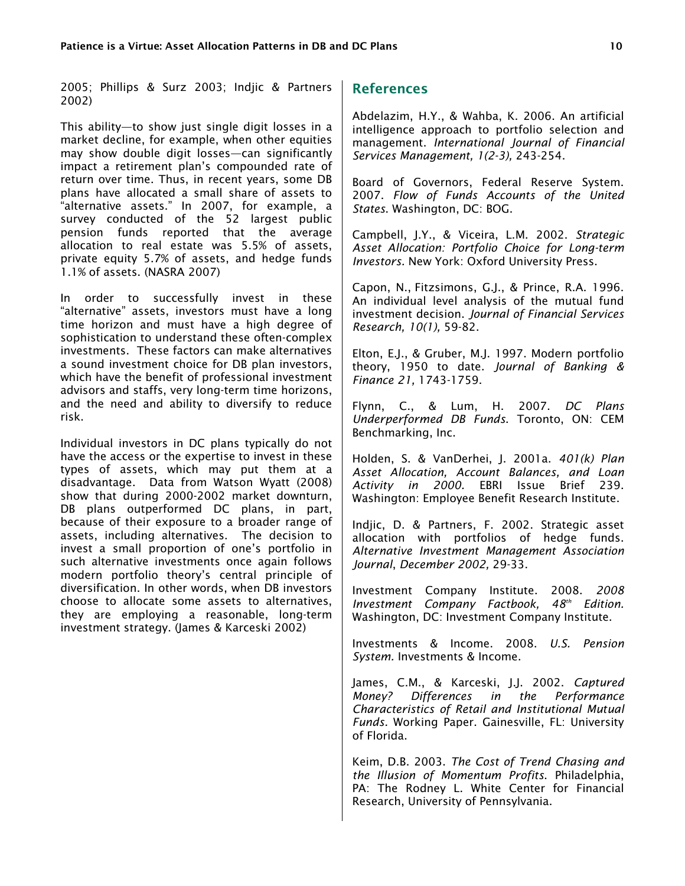2005; Phillips & Surz 2003; Indjic & Partners 2002)

This ability—to show just single digit losses in a market decline, for example, when other equities may show double digit losses—can significantly impact a retirement plan's compounded rate of return over time. Thus, in recent years, some DB plans have allocated a small share of assets to "alternative assets." In 2007, for example, a survey conducted of the 52 largest public pension funds reported that the average allocation to real estate was 5.5% of assets, private equity 5.7% of assets, and hedge funds 1.1% of assets. (NASRA 2007)

In order to successfully invest in these "alternative" assets, investors must have a long time horizon and must have a high degree of sophistication to understand these often-complex investments. These factors can make alternatives a sound investment choice for DB plan investors, which have the benefit of professional investment advisors and staffs, very long-term time horizons, and the need and ability to diversify to reduce risk.

Individual investors in DC plans typically do not have the access or the expertise to invest in these types of assets, which may put them at a disadvantage. Data from Watson Wyatt (2008) show that during 2000-2002 market downturn, DB plans outperformed DC plans, in part, because of their exposure to a broader range of assets, including alternatives. The decision to invest a small proportion of one's portfolio in such alternative investments once again follows modern portfolio theory's central principle of diversification. In other words, when DB investors choose to allocate some assets to alternatives, they are employing a reasonable, long-term investment strategy. (James & Karceski 2002)

## References

Abdelazim, H.Y., & Wahba, K. 2006. An artificial intelligence approach to portfolio selection and management. *International Journal of Financial Services Management, 1(2-3),* 243-254.

Board of Governors, Federal Reserve System. 2007. *Flow of Funds Accounts of the United States.* Washington, DC: BOG.

Campbell, J.Y., & Viceira, L.M. 2002. *Strategic Asset Allocation: Portfolio Choice for Long-term Investors.* New York: Oxford University Press.

Capon, N., Fitzsimons, G.J., & Prince, R.A. 1996. An individual level analysis of the mutual fund investment decision. *Journal of Financial Services Research, 10(1),* 59-82.

Elton, E.J., & Gruber, M.J. 1997. Modern portfolio theory, 1950 to date. *Journal of Banking & Finance 21,* 1743-1759.

Flynn, C., & Lum, H. 2007. *DC Plans Underperformed DB Funds.* Toronto, ON: CEM Benchmarking, Inc.

Holden, S. & VanDerhei, J. 2001a. *401(k) Plan Asset Allocation, Account Balances, and Loan Activity in 2000.* EBRI Issue Brief 239. Washington: Employee Benefit Research Institute.

Indjic, D. & Partners, F. 2002. Strategic asset allocation with portfolios of hedge funds. *Alternative Investment Management Association Journal*, *December 2002,* 29-33.

Investment Company Institute. 2008. *2008 Investment Company Factbook, 48th Edition.* Washington, DC: Investment Company Institute.

Investments & Income. 2008. *U.S. Pension System.* Investments & Income.

James, C.M., & Karceski, J.J. 2002. *Captured Money? Differences in the Performance Characteristics of Retail and Institutional Mutual Funds.* Working Paper. Gainesville, FL: University of Florida.

Keim, D.B. 2003. *The Cost of Trend Chasing and the Illusion of Momentum Profits.* Philadelphia, PA: The Rodney L. White Center for Financial Research, University of Pennsylvania.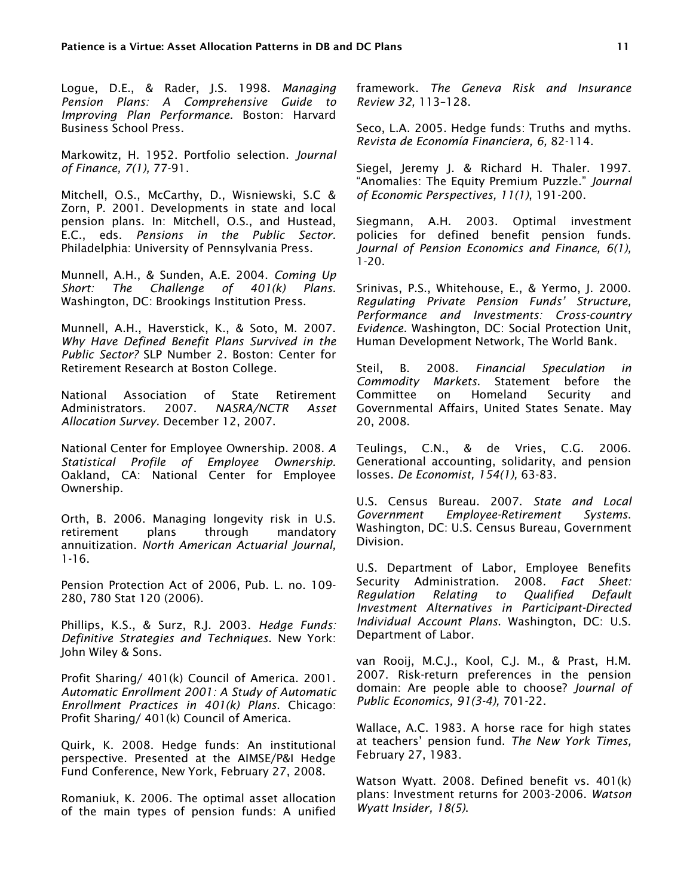Logue, D.E., & Rader, J.S. 1998. *Managing Pension Plans: A Comprehensive Guide to Improving Plan Performance.* Boston: Harvard Business School Press.

Markowitz, H. 1952. Portfolio selection. *Journal of Finance, 7(1),* 77-91.

Mitchell, O.S., McCarthy, D., Wisniewski, S.C & Zorn, P. 2001. Developments in state and local pension plans. In: Mitchell, O.S., and Hustead, E.C., eds. *Pensions in the Public Sector.* Philadelphia: University of Pennsylvania Press.

Munnell, A.H., & Sunden, A.E. 2004. *Coming Up Short: The Challenge of 401(k) Plans.* Washington, DC: Brookings Institution Press.

Munnell, A.H., Haverstick, K., & Soto, M. 2007. *Why Have Defined Benefit Plans Survived in the Public Sector?* SLP Number 2. Boston: Center for Retirement Research at Boston College.

National Association of State Retirement Administrators. 2007. *NASRA/NCTR Asset Allocation Survey.* December 12, 2007.

National Center for Employee Ownership. 2008. *A Statistical Profile of Employee Ownership.* Oakland, CA: National Center for Employee Ownership.

Orth, B. 2006. Managing longevity risk in U.S. retirement plans through mandatory annuitization. *North American Actuarial Journal,* 1-16.

Pension Protection Act of 2006, Pub. L. no. 109-280, 780 Stat 120 (2006).

Phillips, K.S., & Surz, R.J. 2003. *Hedge Funds: Definitive Strategies and Techniques.* New York: John Wiley & Sons.

Profit Sharing/ 401(k) Council of America. 2001. *Automatic Enrollment 2001: A Study of Automatic Enrollment Practices in 401(k) Plans.* Chicago: Profit Sharing/ 401(k) Council of America.

Quirk, K. 2008. Hedge funds: An institutional perspective. Presented at the AIMSE/P&I Hedge Fund Conference, New York, February 27, 2008.

Romaniuk, K. 2006. The optimal asset allocation of the main types of pension funds: A unified framework. *The Geneva Risk and Insurance Review 32,* 113–128.

Seco, L.A. 2005. Hedge funds: Truths and myths. *Revista de Economía Financiera, 6,* 82-114.

Siegel, Jeremy J. & Richard H. Thaler. 1997. "Anomalies: The Equity Premium Puzzle." *Journal of Economic Perspectives, 11(1)*, 191-200.

Siegmann, A.H. 2003. Optimal investment policies for defined benefit pension funds. *Journal of Pension Economics and Finance, 6(1),* 1-20.

Srinivas, P.S., Whitehouse, E., & Yermo, J. 2000. *Regulating Private Pension Funds' Structure, Performance and Investments: Cross-country Evidence.* Washington, DC: Social Protection Unit, Human Development Network, The World Bank.

Steil, B. 2008. *Financial Speculation in Commodity Markets.* Statement before the Committee on Homeland Security and Governmental Affairs, United States Senate. May 20, 2008.

Teulings, C.N., & de Vries, C.G. 2006. Generational accounting, solidarity, and pension losses. *De Economist, 154(1),* 63-83.

U.S. Census Bureau. 2007. *State and Local Government Employee-Retirement Systems.* Washington, DC: U.S. Census Bureau, Government Division.

U.S. Department of Labor, Employee Benefits Security Administration. 2008. *Fact Sheet: Regulation Relating to Qualified Default Investment Alternatives in Participant-Directed Individual Account Plans.* Washington, DC: U.S. Department of Labor.

van Rooij, M.C.J., Kool, C.J. M., & Prast, H.M. 2007. Risk-return preferences in the pension domain: Are people able to choose? *Journal of Public Economics, 91(3-4),* 701-22.

Wallace, A.C. 1983. A horse race for high states at teachers' pension fund. *The New York Times,* February 27, 1983.

Watson Wyatt. 2008. Defined benefit vs. 401(k) plans: Investment returns for 2003-2006. *Watson Wyatt Insider, 18(5).*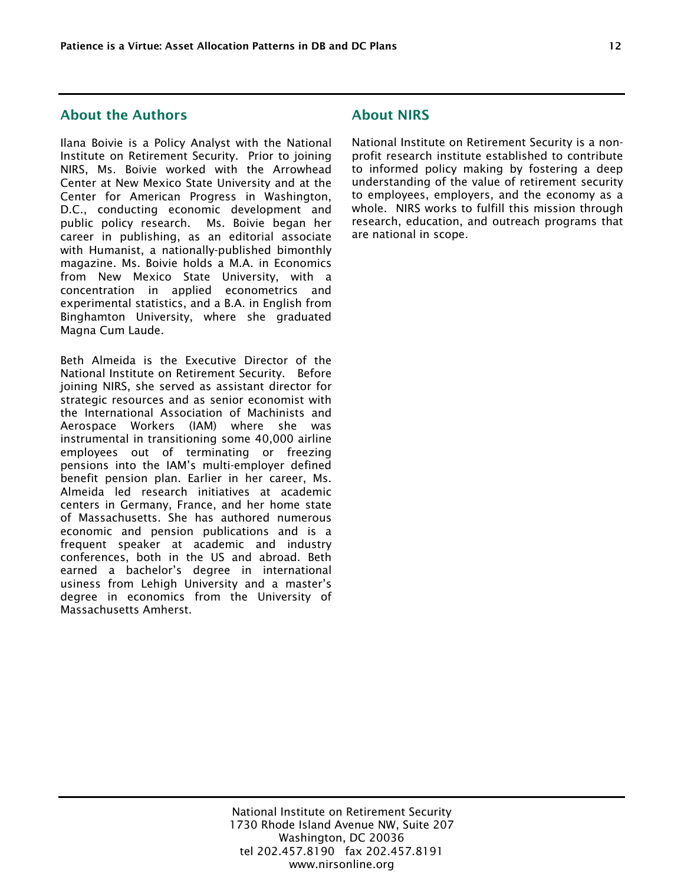## About the Authors

Ilana Boivie is a Policy Analyst with the National Institute on Retirement Security. Prior to joining NIRS, Ms. Boivie worked with the Arrowhead Center at New Mexico State University and at the Center for American Progress in Washington, D.C., conducting economic development and public policy research. Ms. Boivie began her career in publishing, as an editorial associate with Humanist, a nationally-published bimonthly magazine. Ms. Boivie holds a M.A. in Economics from New Mexico State University, with a concentration in applied econometrics and experimental statistics, and a B.A. in English from Binghamton University, where she graduated Magna Cum Laude.

Beth Almeida is the Executive Director of the National Institute on Retirement Security. Before joining NIRS, she served as assistant director for strategic resources and as senior economist with the International Association of Machinists and Aerospace Workers (IAM) where she was instrumental in transitioning some 40,000 airline employees out of terminating or freezing pensions into the IAM's multi-employer defined benefit pension plan. Earlier in her career, Ms. Almeida led research initiatives at academic centers in Germany, France, and her home state of Massachusetts. She has authored numerous economic and pension publications and is a frequent speaker at academic and industry conferences, both in the US and abroad. Beth earned a bachelor's degree in international usiness from Lehigh University and a master's degree in economics from the University of Massachusetts Amherst.

## About NIRS

National Institute on Retirement Security is a non-profit research institute established to contribute to informed policy making by fostering a deep understanding of the value of retirement security to employees, employers, and the economy as a whole. NIRS works to fulfill this mission through research, education, and outreach programs that are national in scope.

National Institute on Retirement Security
1730 Rhode Island Avenue NW, Suite 207
Washington, DC 20036
tel 202.457.8190 fax 202.457.8191
www.nirsonline.org